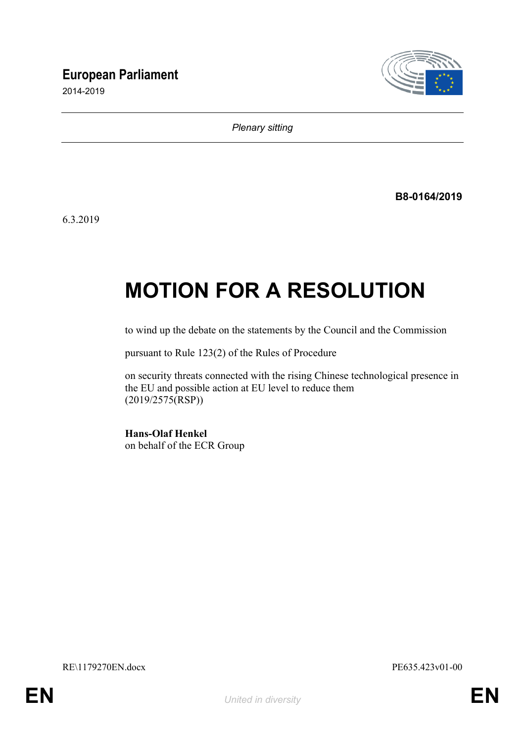**European Parliament**

2014-2019

*Plenary sitting*

**B8-0164/2019**

6.3.2019

# MOTION FOR A RESOLUTION

to wind up the debate on the statements by the Council and the Commission

pursuant to Rule 123(2) of the Rules of Procedure

on security threats connected with the rising Chinese technological presence in the EU and possible action at EU level to reduce them
(2019/2575(RSP))

**Hans-Olaf Henkel**
on behalf of the ECR Group

RE\1179270EN.docx PE635.423v01-00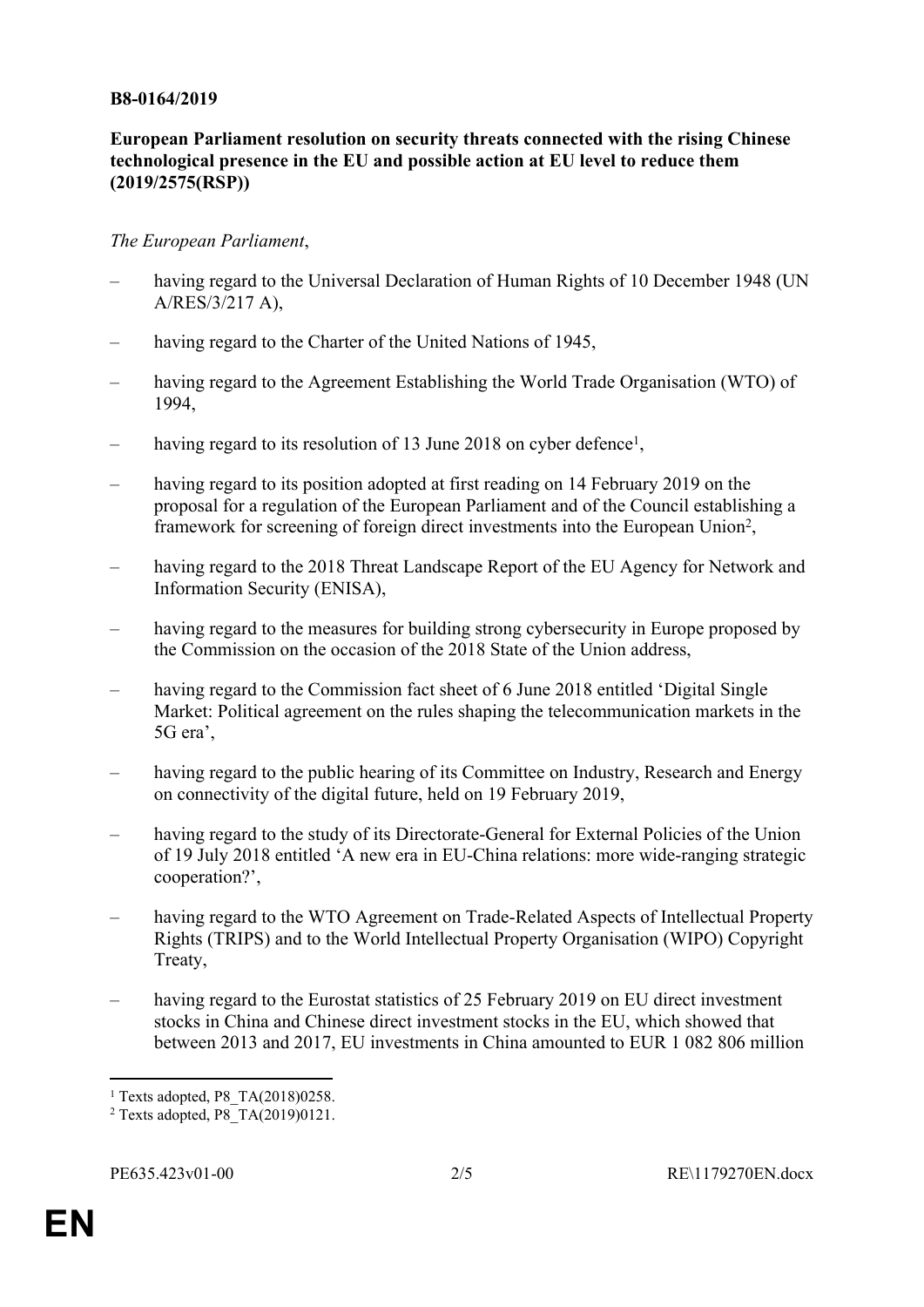**B8-0164/2019**

**European Parliament resolution on security threats connected with the rising Chinese technological presence in the EU and possible action at EU level to reduce them (2019/2575(RSP))**

*The European Parliament*,

- having regard to the Universal Declaration of Human Rights of 10 December 1948 (UN A/RES/3/217 A),
- having regard to the Charter of the United Nations of 1945,
- having regard to the Agreement Establishing the World Trade Organisation (WTO) of 1994,
- having regard to its resolution of 13 June 2018 on cyber defence[1],
- having regard to its position adopted at first reading on 14 February 2019 on the proposal for a regulation of the European Parliament and of the Council establishing a framework for screening of foreign direct investments into the European Union[2],
- having regard to the 2018 Threat Landscape Report of the EU Agency for Network and Information Security (ENISA),
- having regard to the measures for building strong cybersecurity in Europe proposed by the Commission on the occasion of the 2018 State of the Union address,
- having regard to the Commission fact sheet of 6 June 2018 entitled 'Digital Single Market: Political agreement on the rules shaping the telecommunication markets in the 5G era',
- having regard to the public hearing of its Committee on Industry, Research and Energy on connectivity of the digital future, held on 19 February 2019,
- having regard to the study of its Directorate-General for External Policies of the Union of 19 July 2018 entitled 'A new era in EU-China relations: more wide-ranging strategic cooperation?',
- having regard to the WTO Agreement on Trade-Related Aspects of Intellectual Property Rights (TRIPS) and to the World Intellectual Property Organisation (WIPO) Copyright Treaty,
- having regard to the Eurostat statistics of 25 February 2019 on EU direct investment stocks in China and Chinese direct investment stocks in the EU, which showed that between 2013 and 2017, EU investments in China amounted to EUR 1 082 806 million

---

[1] Texts adopted, P8_TA(2018)0258.

[2] Texts adopted, P8_TA(2019)0121.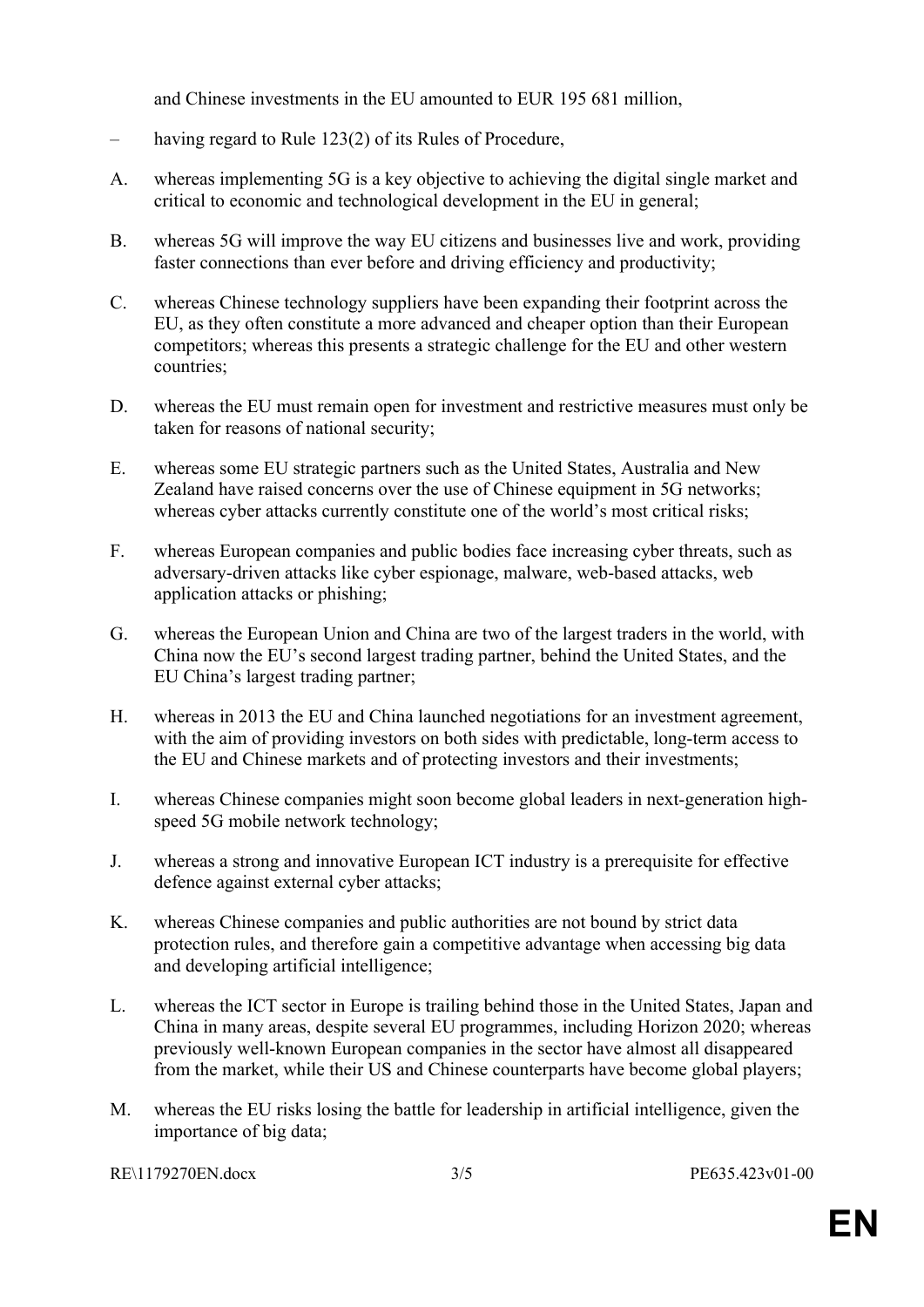and Chinese investments in the EU amounted to EUR 195 681 million,

– having regard to Rule 123(2) of its Rules of Procedure,

A. whereas implementing 5G is a key objective to achieving the digital single market and critical to economic and technological development in the EU in general;

B. whereas 5G will improve the way EU citizens and businesses live and work, providing faster connections than ever before and driving efficiency and productivity;

C. whereas Chinese technology suppliers have been expanding their footprint across the EU, as they often constitute a more advanced and cheaper option than their European competitors; whereas this presents a strategic challenge for the EU and other western countries;

D. whereas the EU must remain open for investment and restrictive measures must only be taken for reasons of national security;

E. whereas some EU strategic partners such as the United States, Australia and New Zealand have raised concerns over the use of Chinese equipment in 5G networks; whereas cyber attacks currently constitute one of the world's most critical risks;

F. whereas European companies and public bodies face increasing cyber threats, such as adversary-driven attacks like cyber espionage, malware, web-based attacks, web application attacks or phishing;

G. whereas the European Union and China are two of the largest traders in the world, with China now the EU's second largest trading partner, behind the United States, and the EU China's largest trading partner;

H. whereas in 2013 the EU and China launched negotiations for an investment agreement, with the aim of providing investors on both sides with predictable, long-term access to the EU and Chinese markets and of protecting investors and their investments;

I. whereas Chinese companies might soon become global leaders in next-generation high-speed 5G mobile network technology;

J. whereas a strong and innovative European ICT industry is a prerequisite for effective defence against external cyber attacks;

K. whereas Chinese companies and public authorities are not bound by strict data protection rules, and therefore gain a competitive advantage when accessing big data and developing artificial intelligence;

L. whereas the ICT sector in Europe is trailing behind those in the United States, Japan and China in many areas, despite several EU programmes, including Horizon 2020; whereas previously well-known European companies in the sector have almost all disappeared from the market, while their US and Chinese counterparts have become global players;

M. whereas the EU risks losing the battle for leadership in artificial intelligence, given the importance of big data;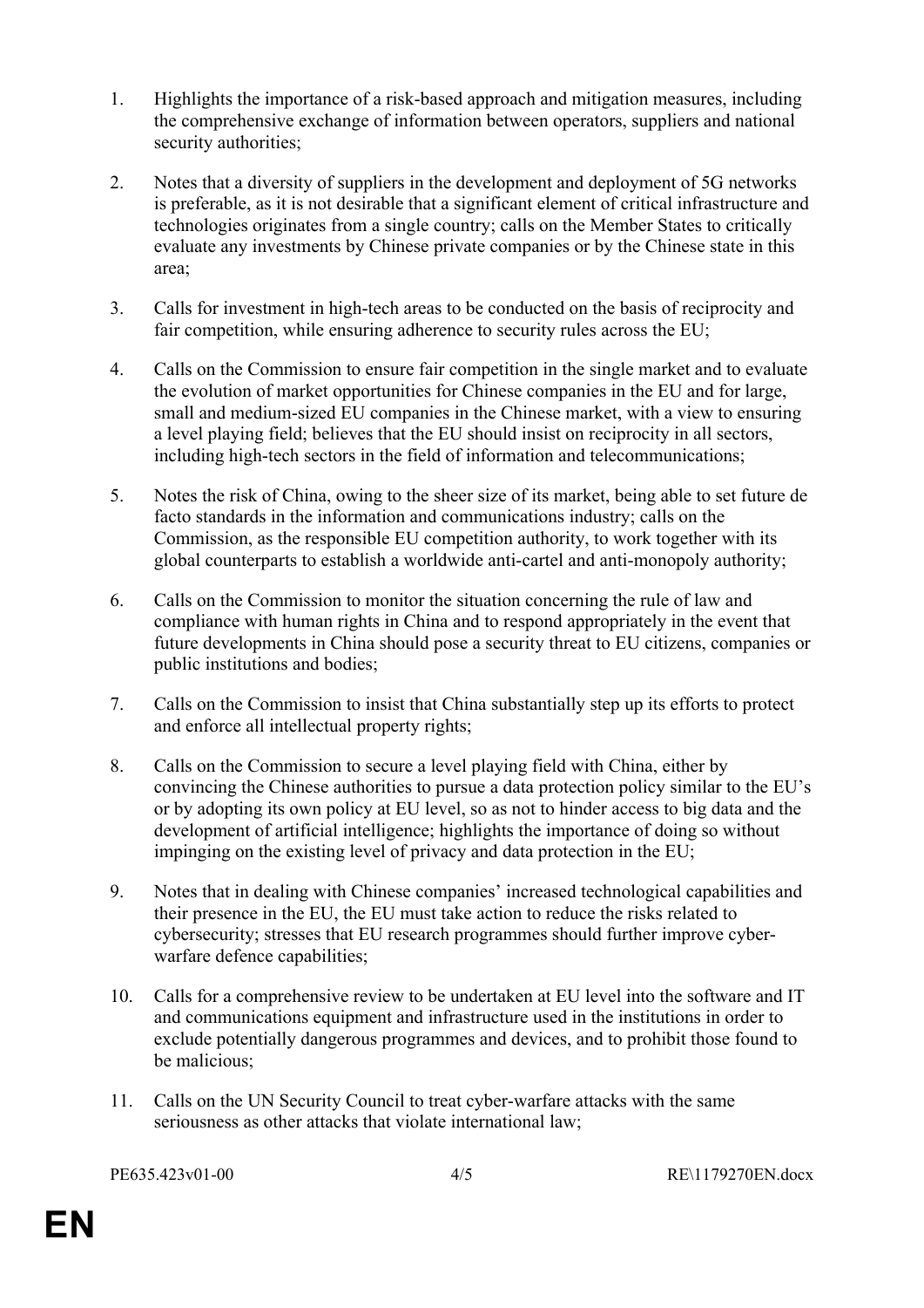1. Highlights the importance of a risk-based approach and mitigation measures, including the comprehensive exchange of information between operators, suppliers and national security authorities;

2. Notes that a diversity of suppliers in the development and deployment of 5G networks is preferable, as it is not desirable that a significant element of critical infrastructure and technologies originates from a single country; calls on the Member States to critically evaluate any investments by Chinese private companies or by the Chinese state in this area;

3. Calls for investment in high-tech areas to be conducted on the basis of reciprocity and fair competition, while ensuring adherence to security rules across the EU;

4. Calls on the Commission to ensure fair competition in the single market and to evaluate the evolution of market opportunities for Chinese companies in the EU and for large, small and medium-sized EU companies in the Chinese market, with a view to ensuring a level playing field; believes that the EU should insist on reciprocity in all sectors, including high-tech sectors in the field of information and telecommunications;

5. Notes the risk of China, owing to the sheer size of its market, being able to set future de facto standards in the information and communications industry; calls on the Commission, as the responsible EU competition authority, to work together with its global counterparts to establish a worldwide anti-cartel and anti-monopoly authority;

6. Calls on the Commission to monitor the situation concerning the rule of law and compliance with human rights in China and to respond appropriately in the event that future developments in China should pose a security threat to EU citizens, companies or public institutions and bodies;

7. Calls on the Commission to insist that China substantially step up its efforts to protect and enforce all intellectual property rights;

8. Calls on the Commission to secure a level playing field with China, either by convincing the Chinese authorities to pursue a data protection policy similar to the EU's or by adopting its own policy at EU level, so as not to hinder access to big data and the development of artificial intelligence; highlights the importance of doing so without impinging on the existing level of privacy and data protection in the EU;

9. Notes that in dealing with Chinese companies' increased technological capabilities and their presence in the EU, the EU must take action to reduce the risks related to cybersecurity; stresses that EU research programmes should further improve cyber-warfare defence capabilities;

10. Calls for a comprehensive review to be undertaken at EU level into the software and IT and communications equipment and infrastructure used in the institutions in order to exclude potentially dangerous programmes and devices, and to prohibit those found to be malicious;

11. Calls on the UN Security Council to treat cyber-warfare attacks with the same seriousness as other attacks that violate international law;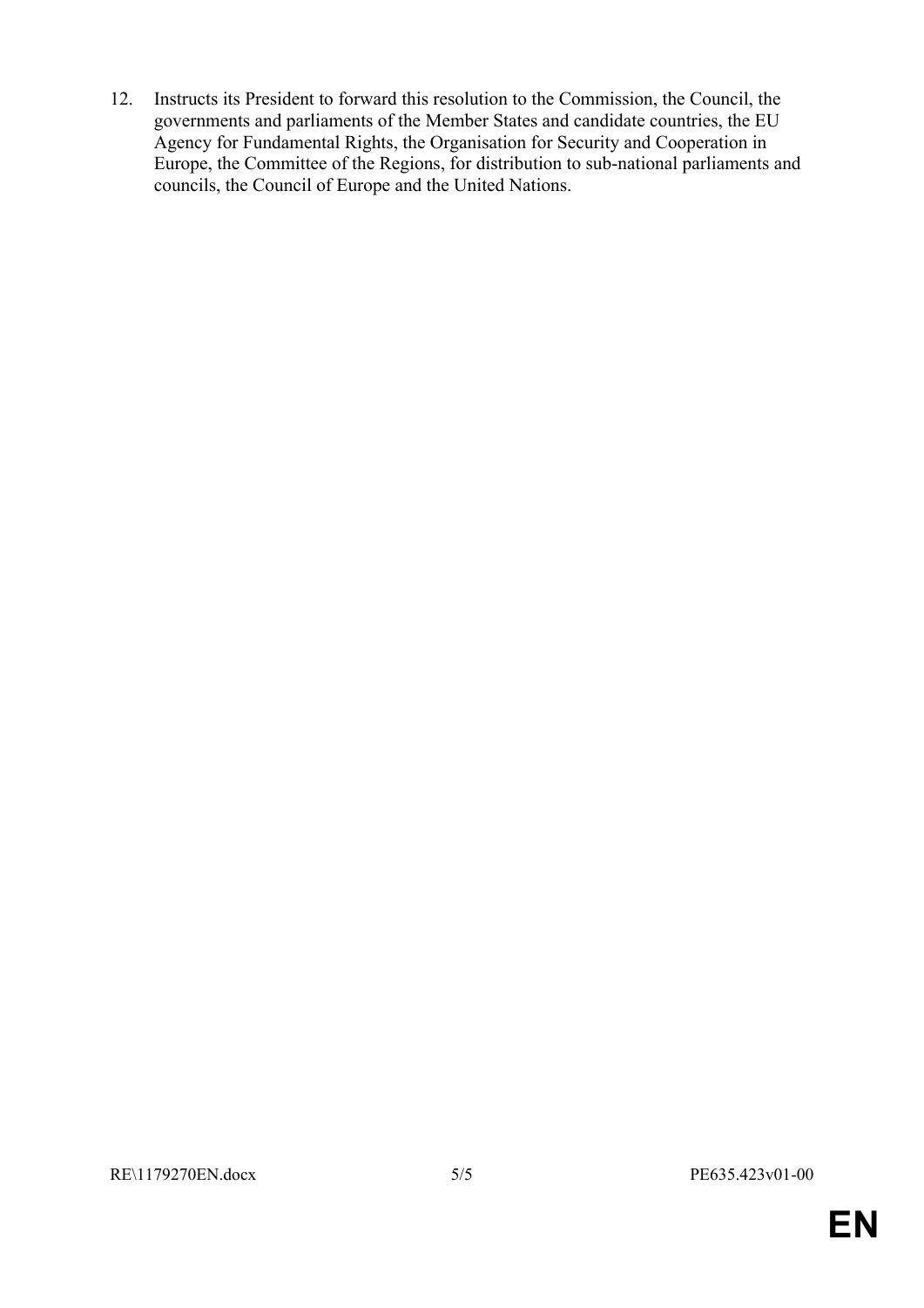12. Instructs its President to forward this resolution to the Commission, the Council, the governments and parliaments of the Member States and candidate countries, the EU Agency for Fundamental Rights, the Organisation for Security and Cooperation in Europe, the Committee of the Regions, for distribution to sub-national parliaments and councils, the Council of Europe and the United Nations.